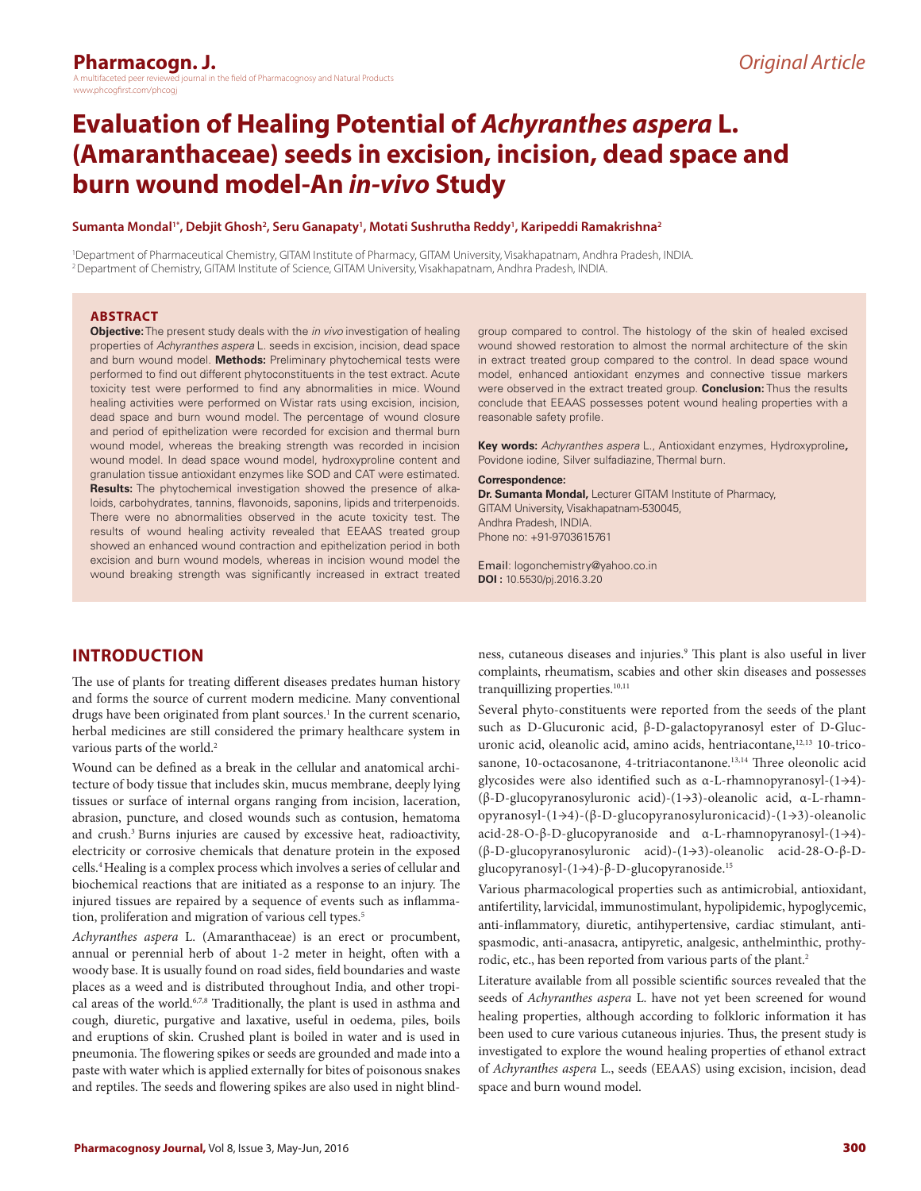Original Article

# Evaluation of Healing Potential of *Achyranthes aspera* L. (Amaranthaceae) seeds in excision, incision, dead space and burn wound model-An *in-vivo* Study

**Sumanta Mondal[1*], Debjit Ghosh[2], Seru Ganapaty[1], Motati Sushrutha Reddy[1], Karipeddi Ramakrishna[2]**

[1]Department of Pharmaceutical Chemistry, GITAM Institute of Pharmacy, GITAM University, Visakhapatnam, Andhra Pradesh, INDIA.
[2]Department of Chemistry, GITAM Institute of Science, GITAM University, Visakhapatnam, Andhra Pradesh, INDIA.

## ABSTRACT

**Objective:** The present study deals with the *in vivo* investigation of healing properties of *Achyranthes aspera* L. seeds in excision, incision, dead space and burn wound model. **Methods:** Preliminary phytochemical tests were performed to find out different phytoconstituents in the test extract. Acute toxicity test were performed to find any abnormalities in mice. Wound healing activities were performed on Wistar rats using excision, incision, dead space and burn wound model. The percentage of wound closure and period of epithelization were recorded for excision and thermal burn wound model, whereas the breaking strength was recorded in incision wound model. In dead space wound model, hydroxyproline content and granulation tissue antioxidant enzymes like SOD and CAT were estimated. **Results:** The phytochemical investigation showed the presence of alkaloids, carbohydrates, tannins, flavonoids, saponins, lipids and triterpenoids. There were no abnormalities observed in the acute toxicity test. The results of wound healing activity revealed that EEAAS treated group showed an enhanced wound contraction and epithelization period in both excision and burn wound models, whereas in incision wound model the wound breaking strength was significantly increased in extract treated group compared to control. The histology of the skin of healed excised wound showed restoration to almost the normal architecture of the skin in extract treated group compared to the control. In dead space wound model, enhanced antioxidant enzymes and connective tissue markers were observed in the extract treated group. **Conclusion:** Thus the results conclude that EEAAS possesses potent wound healing properties with a reasonable safety profile.

**Key words:** *Achyranthes aspera* L., Antioxidant enzymes, Hydroxyproline**,** Povidone iodine, Silver sulfadiazine, Thermal burn.

**Correspondence:**
**Dr. Sumanta Mondal,** Lecturer GITAM Institute of Pharmacy, GITAM University, Visakhapatnam-530045, Andhra Pradesh, INDIA.
Phone no: +91-9703615761

Email: logonchemistry@yahoo.co.in
**DOI :** 10.5530/pj.2016.3.20

## INTRODUCTION

The use of plants for treating different diseases predates human history and forms the source of current modern medicine. Many conventional drugs have been originated from plant sources.[1] In the current scenario, herbal medicines are still considered the primary healthcare system in various parts of the world.[2]

Wound can be defined as a break in the cellular and anatomical architecture of body tissue that includes skin, mucus membrane, deeply lying tissues or surface of internal organs ranging from incision, laceration, abrasion, puncture, and closed wounds such as contusion, hematoma and crush.[3] Burns injuries are caused by excessive heat, radioactivity, electricity or corrosive chemicals that denature protein in the exposed cells.[4] Healing is a complex process which involves a series of cellular and biochemical reactions that are initiated as a response to an injury. The injured tissues are repaired by a sequence of events such as inflammation, proliferation and migration of various cell types.[5]

*Achyranthes aspera* L. (Amaranthaceae) is an erect or procumbent, annual or perennial herb of about 1-2 meter in height, often with a woody base. It is usually found on road sides, field boundaries and waste places as a weed and is distributed throughout India, and other tropical areas of the world.[6,7,8] Traditionally, the plant is used in asthma and cough, diuretic, purgative and laxative, useful in oedema, piles, boils and eruptions of skin. Crushed plant is boiled in water and is used in pneumonia. The flowering spikes or seeds are grounded and made into a paste with water which is applied externally for bites of poisonous snakes and reptiles. The seeds and flowering spikes are also used in night blindness, cutaneous diseases and injuries.[9] This plant is also useful in liver complaints, rheumatism, scabies and other skin diseases and possesses tranquillizing properties.[10,11]

Several phyto-constituents were reported from the seeds of the plant such as D-Glucuronic acid, β-D-galactopyranosyl ester of D-Glucuronic acid, oleanolic acid, amino acids, hentriacontane,[12,13] 10-tricosanone, 10-octacosanone, 4-tritriacontanone.[13,14] Three oleonolic acid glycosides were also identified such as α-L-rhamnopyranosyl-(1→4)-(β-D-glucopyranosyluronic acid)-(1→3)-oleanolic acid, α-L-rhamnopyranosyl-(1→4)-(β-D-glucopyranosyluronicacid)-(1→3)-oleanolic acid-28-O-β-D-glucopyranoside and α-L-rhamnopyranosyl-(1→4)-(β-D-glucopyranosyluronic acid)-(1→3)-oleanolic acid-28-O-β-D-glucopyranosyl-(1→4)-β-D-glucopyranoside.[15]

Various pharmacological properties such as antimicrobial, antioxidant, antifertility, larvicidal, immunostimulant, hypolipidemic, hypoglycemic, anti-inflammatory, diuretic, antihypertensive, cardiac stimulant, antispasmodic, anti-anasacra, antipyretic, analgesic, anthelminthic, prothyrodic, etc., has been reported from various parts of the plant.[2]

Literature available from all possible scientific sources revealed that the seeds of *Achyranthes aspera* L. have not yet been screened for wound healing properties, although according to folkloric information it has been used to cure various cutaneous injuries. Thus, the present study is investigated to explore the wound healing properties of ethanol extract of *Achyranthes aspera* L., seeds (EEAAS) using excision, incision, dead space and burn wound model.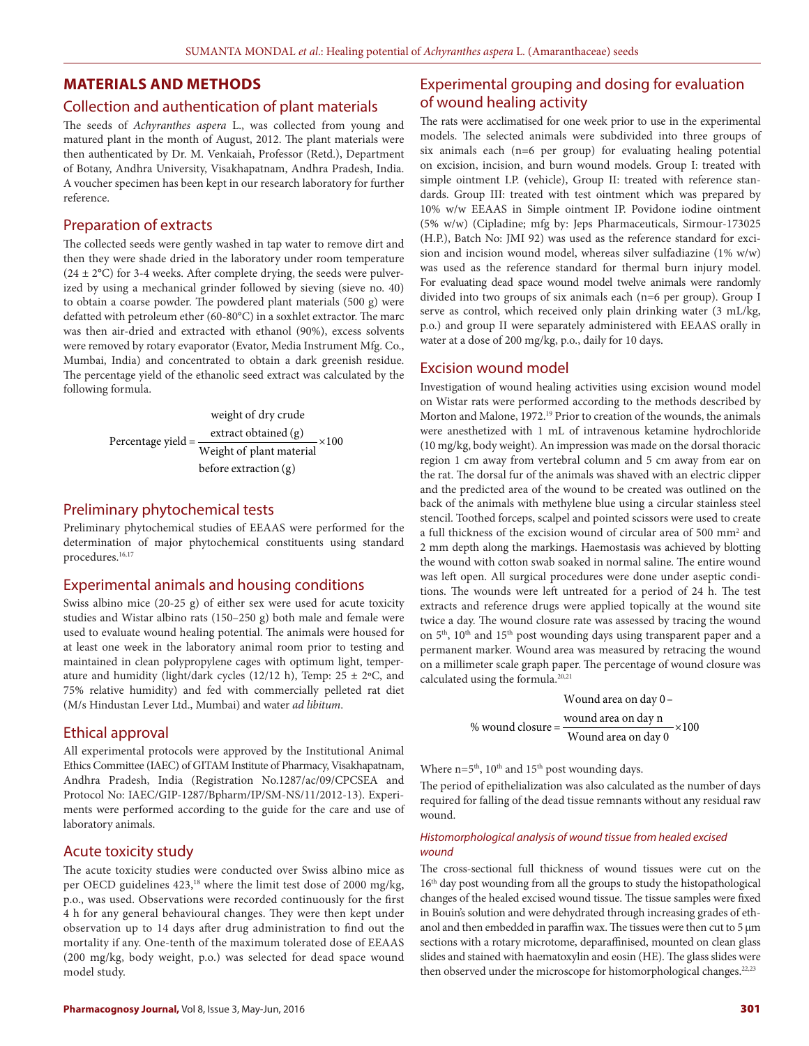## MATERIALS AND METHODS

### Collection and authentication of plant materials

The seeds of *Achyranthes aspera* L., was collected from young and matured plant in the month of August, 2012. The plant materials were then authenticated by Dr. M. Venkaiah, Professor (Retd.), Department of Botany, Andhra University, Visakhapatnam, Andhra Pradesh, India. A voucher specimen has been kept in our research laboratory for further reference.

### Preparation of extracts

The collected seeds were gently washed in tap water to remove dirt and then they were shade dried in the laboratory under room temperature (24 ± 2°C) for 3-4 weeks. After complete drying, the seeds were pulverized by using a mechanical grinder followed by sieving (sieve no. 40) to obtain a coarse powder. The powdered plant materials (500 g) were defatted with petroleum ether (60-80°C) in a soxhlet extractor. The marc was then air-dried and extracted with ethanol (90%), excess solvents were removed by rotary evaporator (Evator, Media Instrument Mfg. Co., Mumbai, India) and concentrated to obtain a dark greenish residue. The percentage yield of the ethanolic seed extract was calculated by the following formula.

$$\text{Percentage yield} = \frac{\text{weight of dry crude extract obtained (g)}}{\text{Weight of plant material before extraction (g)}} \times 100$$

### Preliminary phytochemical tests

Preliminary phytochemical studies of EEAAS were performed for the determination of major phytochemical constituents using standard procedures.[16,17]

### Experimental animals and housing conditions

Swiss albino mice (20-25 g) of either sex were used for acute toxicity studies and Wistar albino rats (150–250 g) both male and female were used to evaluate wound healing potential. The animals were housed for at least one week in the laboratory animal room prior to testing and maintained in clean polypropylene cages with optimum light, temperature and humidity (light/dark cycles (12/12 h), Temp: 25 ± 2°C, and 75% relative humidity) and fed with commercially pelleted rat diet (M/s Hindustan Lever Ltd., Mumbai) and water *ad libitum*.

### Ethical approval

All experimental protocols were approved by the Institutional Animal Ethics Committee (IAEC) of GITAM Institute of Pharmacy, Visakhapatnam, Andhra Pradesh, India (Registration No.1287/ac/09/CPCSEA and Protocol No: IAEC/GIP-1287/Bpharm/IP/SM-NS/11/2012-13). Experiments were performed according to the guide for the care and use of laboratory animals.

### Acute toxicity study

The acute toxicity studies were conducted over Swiss albino mice as per OECD guidelines 423,[18] where the limit test dose of 2000 mg/kg, p.o., was used. Observations were recorded continuously for the first 4 h for any general behavioural changes. They were then kept under observation up to 14 days after drug administration to find out the mortality if any. One-tenth of the maximum tolerated dose of EEAAS (200 mg/kg, body weight, p.o.) was selected for dead space wound model study.

### Experimental grouping and dosing for evaluation of wound healing activity

The rats were acclimatised for one week prior to use in the experimental models. The selected animals were subdivided into three groups of six animals each (n=6 per group) for evaluating healing potential on excision, incision, and burn wound models. Group I: treated with simple ointment I.P. (vehicle), Group II: treated with reference standards. Group III: treated with test ointment which was prepared by 10% w/w EEAAS in Simple ointment IP. Povidone iodine ointment (5% w/w) (Cipladine; mfg by: Jeps Pharmaceuticals, Sirmour-173025 (H.P.), Batch No: JMI 92) was used as the reference standard for excision and incision wound model, whereas silver sulfadiazine (1% w/w) was used as the reference standard for thermal burn injury model. For evaluating dead space wound model twelve animals were randomly divided into two groups of six animals each (n=6 per group). Group I serve as control, which received only plain drinking water (3 mL/kg, p.o.) and group II were separately administered with EEAAS orally in water at a dose of 200 mg/kg, p.o., daily for 10 days.

### Excision wound model

Investigation of wound healing activities using excision wound model on Wistar rats were performed according to the methods described by Morton and Malone, 1972.[19] Prior to creation of the wounds, the animals were anesthetized with 1 mL of intravenous ketamine hydrochloride (10 mg/kg, body weight). An impression was made on the dorsal thoracic region 1 cm away from vertebral column and 5 cm away from ear on the rat. The dorsal fur of the animals was shaved with an electric clipper and the predicted area of the wound to be created was outlined on the back of the animals with methylene blue using a circular stainless steel stencil. Toothed forceps, scalpel and pointed scissors were used to create a full thickness of the excision wound of circular area of 500 mm$^2$ and 2 mm depth along the markings. Haemostasis was achieved by blotting the wound with cotton swab soaked in normal saline. The entire wound was left open. All surgical procedures were done under aseptic conditions. The wounds were left untreated for a period of 24 h. The test extracts and reference drugs were applied topically at the wound site twice a day. The wound closure rate was assessed by tracing the wound on 5$^{th}$, 10$^{th}$ and 15$^{th}$ post wounding days using transparent paper and a permanent marker. Wound area was measured by retracing the wound on a millimeter scale graph paper. The percentage of wound closure was calculated using the formula.[20,21]

$$\%\ \text{wound closure} = \frac{\text{Wound area on day 0} - \text{wound area on day n}}{\text{Wound area on day 0}} \times 100$$

Where n=5$^{th}$, 10$^{th}$ and 15$^{th}$ post wounding days.

The period of epithelialization was also calculated as the number of days required for falling of the dead tissue remnants without any residual raw wound.

#### *Histomorphological analysis of wound tissue from healed excised wound*

The cross-sectional full thickness of wound tissues were cut on the 16$^{th}$ day post wounding from all the groups to study the histopathological changes of the healed excised wound tissue. The tissue samples were fixed in Bouin's solution and were dehydrated through increasing grades of ethanol and then embedded in paraffin wax. The tissues were then cut to 5 μm sections with a rotary microtome, deparaffinised, mounted on clean glass slides and stained with haematoxylin and eosin (HE). The glass slides were then observed under the microscope for histomorphological changes.[22,23]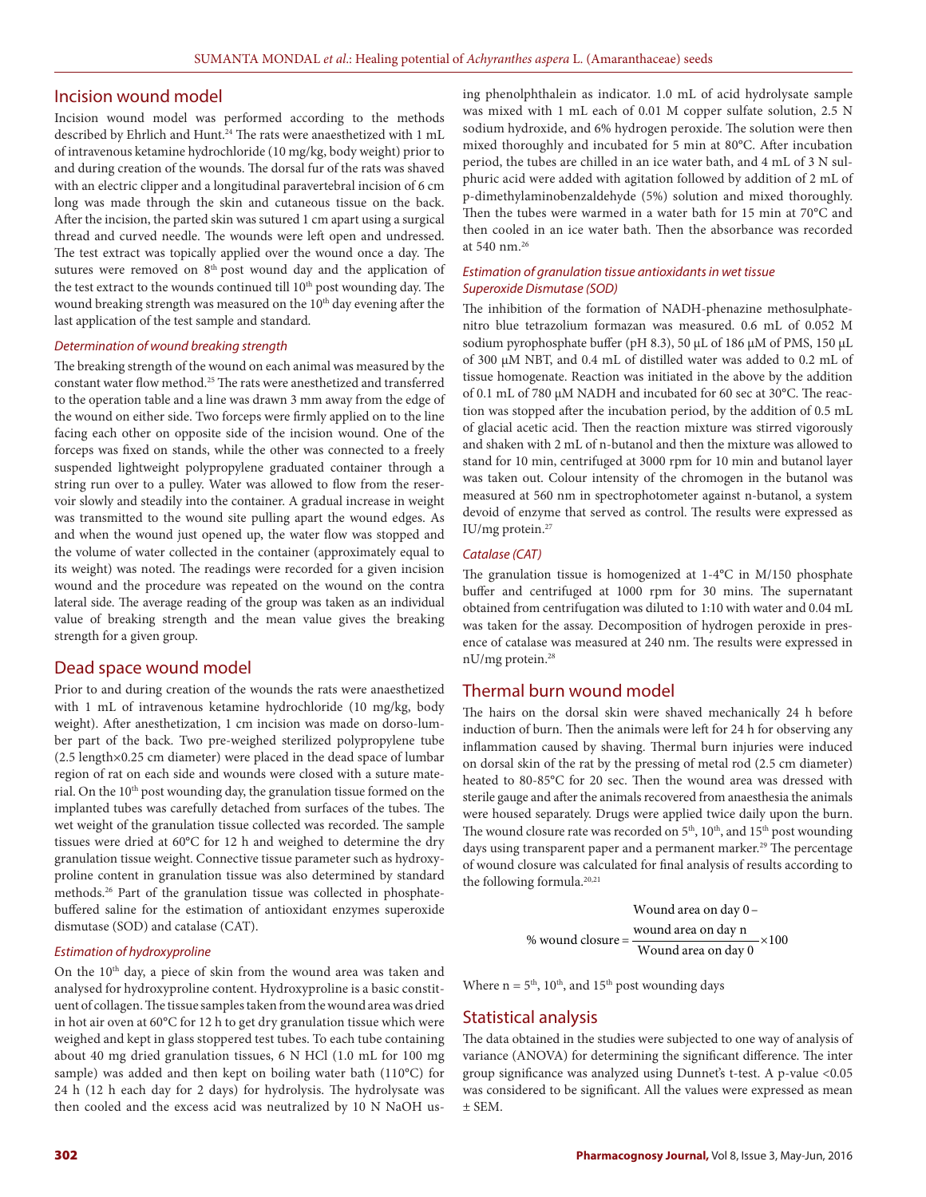## Incision wound model

Incision wound model was performed according to the methods described by Ehrlich and Hunt.[24] The rats were anaesthetized with 1 mL of intravenous ketamine hydrochloride (10 mg/kg, body weight) prior to and during creation of the wounds. The dorsal fur of the rats was shaved with an electric clipper and a longitudinal paravertebral incision of 6 cm long was made through the skin and cutaneous tissue on the back. After the incision, the parted skin was sutured 1 cm apart using a surgical thread and curved needle. The wounds were left open and undressed. The test extract was topically applied over the wound once a day. The sutures were removed on 8th post wound day and the application of the test extract to the wounds continued till 10th post wounding day. The wound breaking strength was measured on the 10th day evening after the last application of the test sample and standard.

### *Determination of wound breaking strength*

The breaking strength of the wound on each animal was measured by the constant water flow method.[25] The rats were anesthetized and transferred to the operation table and a line was drawn 3 mm away from the edge of the wound on either side. Two forceps were firmly applied on to the line facing each other on opposite side of the incision wound. One of the forceps was fixed on stands, while the other was connected to a freely suspended lightweight polypropylene graduated container through a string run over to a pulley. Water was allowed to flow from the reservoir slowly and steadily into the container. A gradual increase in weight was transmitted to the wound site pulling apart the wound edges. As and when the wound just opened up, the water flow was stopped and the volume of water collected in the container (approximately equal to its weight) was noted. The readings were recorded for a given incision wound and the procedure was repeated on the wound on the contra lateral side. The average reading of the group was taken as an individual value of breaking strength and the mean value gives the breaking strength for a given group.

## Dead space wound model

Prior to and during creation of the wounds the rats were anaesthetized with 1 mL of intravenous ketamine hydrochloride (10 mg/kg, body weight). After anesthetization, 1 cm incision was made on dorso-lumber part of the back. Two pre-weighed sterilized polypropylene tube (2.5 length×0.25 cm diameter) were placed in the dead space of lumbar region of rat on each side and wounds were closed with a suture material. On the 10th post wounding day, the granulation tissue formed on the implanted tubes was carefully detached from surfaces of the tubes. The wet weight of the granulation tissue collected was recorded. The sample tissues were dried at 60°C for 12 h and weighed to determine the dry granulation tissue weight. Connective tissue parameter such as hydroxyproline content in granulation tissue was also determined by standard methods.[26] Part of the granulation tissue was collected in phosphate-buffered saline for the estimation of antioxidant enzymes superoxide dismutase (SOD) and catalase (CAT).

### *Estimation of hydroxyproline*

On the 10th day, a piece of skin from the wound area was taken and analysed for hydroxyproline content. Hydroxyproline is a basic constituent of collagen. The tissue samples taken from the wound area was dried in hot air oven at 60°C for 12 h to get dry granulation tissue which were weighed and kept in glass stoppered test tubes. To each tube containing about 40 mg dried granulation tissues, 6 N HCl (1.0 mL for 100 mg sample) was added and then kept on boiling water bath (110°C) for 24 h (12 h each day for 2 days) for hydrolysis. The hydrolysate was then cooled and the excess acid was neutralized by 10 N NaOH using phenolphthalein as indicator. 1.0 mL of acid hydrolysate sample was mixed with 1 mL each of 0.01 M copper sulfate solution, 2.5 N sodium hydroxide, and 6% hydrogen peroxide. The solution were then mixed thoroughly and incubated for 5 min at 80°C. After incubation period, the tubes are chilled in an ice water bath, and 4 mL of 3 N sulphuric acid were added with agitation followed by addition of 2 mL of p-dimethylaminobenzaldehyde (5%) solution and mixed thoroughly. Then the tubes were warmed in a water bath for 15 min at 70°C and then cooled in an ice water bath. Then the absorbance was recorded at 540 nm.[26]

### *Estimation of granulation tissue antioxidants in wet tissue*

### *Superoxide Dismutase (SOD)*

The inhibition of the formation of NADH-phenazine methosulphate-nitro blue tetrazolium formazan was measured. 0.6 mL of 0.052 M sodium pyrophosphate buffer (pH 8.3), 50 µL of 186 µM of PMS, 150 µL of 300 µM NBT, and 0.4 mL of distilled water was added to 0.2 mL of tissue homogenate. Reaction was initiated in the above by the addition of 0.1 mL of 780 µM NADH and incubated for 60 sec at 30°C. The reaction was stopped after the incubation period, by the addition of 0.5 mL of glacial acetic acid. Then the reaction mixture was stirred vigorously and shaken with 2 mL of n-butanol and then the mixture was allowed to stand for 10 min, centrifuged at 3000 rpm for 10 min and butanol layer was taken out. Colour intensity of the chromogen in the butanol was measured at 560 nm in spectrophotometer against n-butanol, a system devoid of enzyme that served as control. The results were expressed as IU/mg protein.[27]

### *Catalase (CAT)*

The granulation tissue is homogenized at 1-4°C in M/150 phosphate buffer and centrifuged at 1000 rpm for 30 mins. The supernatant obtained from centrifugation was diluted to 1:10 with water and 0.04 mL was taken for the assay. Decomposition of hydrogen peroxide in presence of catalase was measured at 240 nm. The results were expressed in nU/mg protein.[28]

## Thermal burn wound model

The hairs on the dorsal skin were shaved mechanically 24 h before induction of burn. Then the animals were left for 24 h for observing any inflammation caused by shaving. Thermal burn injuries were induced on dorsal skin of the rat by the pressing of metal rod (2.5 cm diameter) heated to 80-85°C for 20 sec. Then the wound area was dressed with sterile gauge and after the animals recovered from anaesthesia the animals were housed separately. Drugs were applied twice daily upon the burn. The wound closure rate was recorded on 5th, 10th, and 15th post wounding days using transparent paper and a permanent marker.[29] The percentage of wound closure was calculated for final analysis of results according to the following formula.[20,21]

$$\%\text{ wound closure} = \frac{\text{Wound area on day 0} - \text{wound area on day n}}{\text{Wound area on day 0}} \times 100$$

Where n = 5th, 10th, and 15th post wounding days

## Statistical analysis

The data obtained in the studies were subjected to one way of analysis of variance (ANOVA) for determining the significant difference. The inter group significance was analyzed using Dunnet's t-test. A p-value <0.05 was considered to be significant. All the values were expressed as mean ± SEM.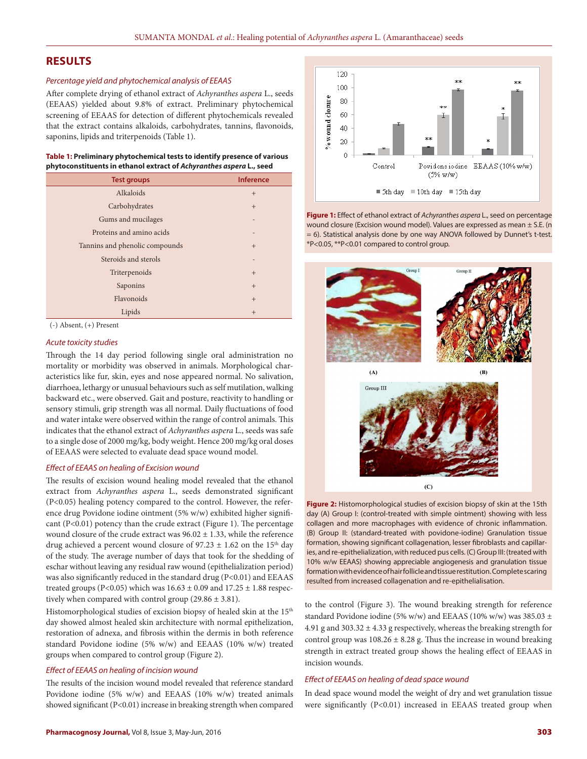## RESULTS

### *Percentage yield and phytochemical analysis of EEAAS*

After complete drying of ethanol extract of *Achyranthes aspera* L., seeds (EEAAS) yielded about 9.8% of extract. Preliminary phytochemical screening of EEAAS for detection of different phytochemicals revealed that the extract contains alkaloids, carbohydrates, tannins, flavonoids, saponins, lipids and triterpenoids (Table 1).

**Table 1: Preliminary phytochemical tests to identify presence of various phytoconstituents in ethanol extract of *Achyranthes aspera* L., seed**

| Test groups | Inference |
|---|---|
| Alkaloids | + |
| Carbohydrates | + |
| Gums and mucilages | - |
| Proteins and amino acids | - |
| Tannins and phenolic compounds | + |
| Steroids and sterols | - |
| Triterpenoids | + |
| Saponins | + |
| Flavonoids | + |
| Lipids | + |

(-) Absent, (+) Present

### *Acute toxicity studies*

Through the 14 day period following single oral administration no mortality or morbidity was observed in animals. Morphological characteristics like fur, skin, eyes and nose appeared normal. No salivation, diarrhoea, lethargy or unusual behaviours such as self mutilation, walking backward etc., were observed. Gait and posture, reactivity to handling or sensory stimuli, grip strength was all normal. Daily fluctuations of food and water intake were observed within the range of control animals. This indicates that the ethanol extract of *Achyranthes aspera* L., seeds was safe to a single dose of 2000 mg/kg, body weight. Hence 200 mg/kg oral doses of EEAAS were selected to evaluate dead space wound model.

### *Effect of EEAAS on healing of Excision wound*

The results of excision wound healing model revealed that the ethanol extract from *Achyranthes aspera* L., seeds demonstrated significant ($P<0.05$) healing potency compared to the control. However, the reference drug Povidone iodine ointment (5% w/w) exhibited higher significant ($P<0.01$) potency than the crude extract (Figure 1). The percentage wound closure of the crude extract was $96.02 \pm 1.33$, while the reference drug achieved a percent wound closure of $97.23 \pm 1.62$ on the $15^{th}$ day of the study. The average number of days that took for the shedding of eschar without leaving any residual raw wound (epithelialization period) was also significantly reduced in the standard drug ($P<0.01$) and EEAAS treated groups ($P<0.05$) which was $16.63 \pm 0.09$ and $17.25 \pm 1.88$ respectively when compared with control group ($29.86 \pm 3.81$).

Histomorphological studies of excision biopsy of healed skin at the $15^{th}$ day showed almost healed skin architecture with normal epithelization, restoration of adnexa, and fibrosis within the dermis in both reference standard Povidone iodine (5% w/w) and EEAAS (10% w/w) treated groups when compared to control group (Figure 2).

### *Effect of EEAAS on healing of incision wound*

The results of the incision wound model revealed that reference standard Povidone iodine (5% w/w) and EEAAS (10% w/w) treated animals showed significant ($P<0.01$) increase in breaking strength when compared to the control (Figure 3). The wound breaking strength for reference standard Povidone iodine (5% w/w) and EEAAS (10% w/w) was $385.03 \pm 4.91$ g and $303.32 \pm 4.33$ g respectively, whereas the breaking strength for control group was $108.26 \pm 8.28$ g. Thus the increase in wound breaking strength in extract treated group shows the healing effect of EEAAS in incision wounds.

**Figure 1:** Effect of ethanol extract of *Achyranthes aspera* L., seed on percentage wound closure (Excision wound model). Values are expressed as mean ± S.E. (n = 6). Statistical analysis done by one way ANOVA followed by Dunnet's t-test. *P<0.05, **P<0.01 compared to control group.

**Figure 2:** Histomorphological studies of excision biopsy of skin at the 15th day (A) Group I: (control-treated with simple ointment) showing with less collagen and more macrophages with evidence of chronic inflammation. (B) Group II: (standard-treated with povidone-iodine) Granulation tissue formation, showing significant collagenation, lesser fibroblasts and capillaries, and re-epithelialization, with reduced pus cells. (C) Group III: (treated with 10% w/w EEAAS) showing appreciable angiogenesis and granulation tissue formation with evidence of hair follicle and tissue restitution. Complete scaring resulted from increased collagenation and re-epithelialisation.

### *Effect of EEAAS on healing of dead space wound*

In dead space wound model the weight of dry and wet granulation tissue were significantly ($P<0.01$) increased in EEAAS treated group when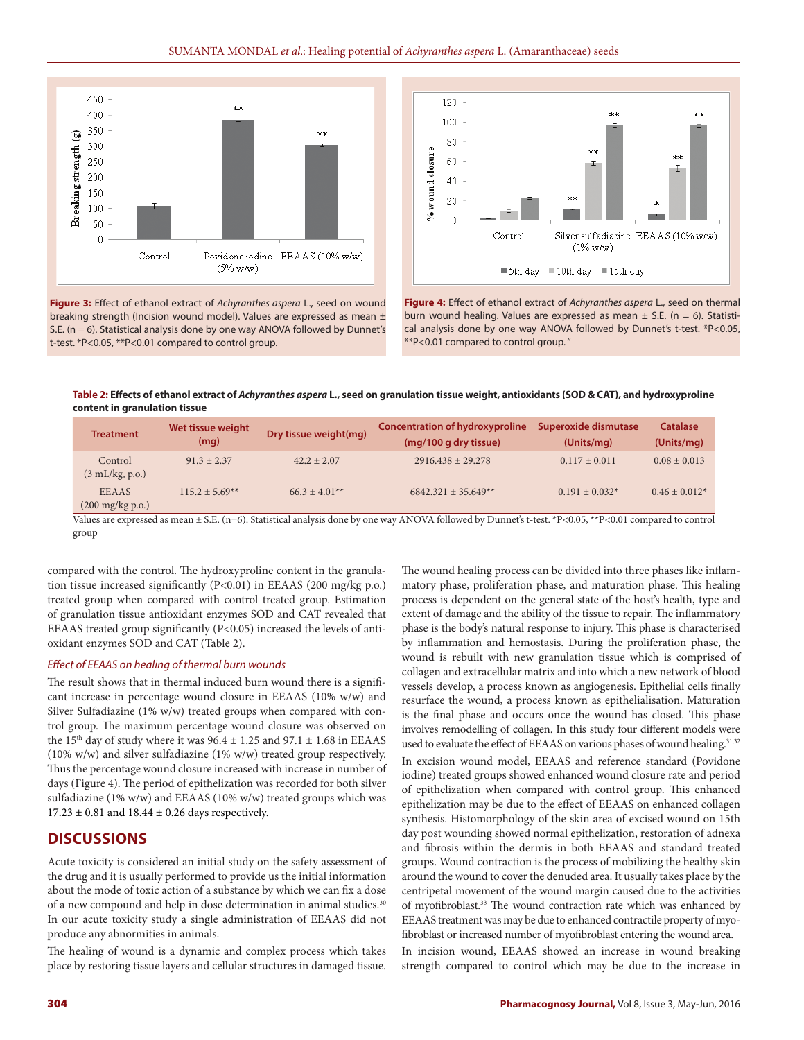Figure 3: Effect of ethanol extract of *Achyranthes aspera* L., seed on wound breaking strength (Incision wound model). Values are expressed as mean ± S.E. (n = 6). Statistical analysis done by one way ANOVA followed by Dunnet's t-test. *P<0.05, **P<0.01 compared to control group.

Figure 4: Effect of ethanol extract of *Achyranthes aspera* L., seed on thermal burn wound healing. Values are expressed as mean ± S.E. (n = 6). Statistical analysis done by one way ANOVA followed by Dunnet's t-test. *P<0.05, **P<0.01 compared to control group."

**Table 2: Effects of ethanol extract of *Achyranthes aspera* L., seed on granulation tissue weight, antioxidants (SOD & CAT), and hydroxyproline content in granulation tissue**

| Treatment | Wet tissue weight (mg) | Dry tissue weight(mg) | Concentration of hydroxyproline (mg/100 g dry tissue) | Superoxide dismutase (Units/mg) | Catalase (Units/mg) |
|---|---|---|---|---|---|
| Control (3 mL/kg, p.o.) | 91.3 ± 2.37 | 42.2 ± 2.07 | 2916.438 ± 29.278 | 0.117 ± 0.011 | 0.08 ± 0.013 |
| EEAAS (200 mg/kg p.o.) | 115.2 ± 5.69** | 66.3 ± 4.01** | 6842.321 ± 35.649** | 0.191 ± 0.032* | 0.46 ± 0.012* |

Values are expressed as mean ± S.E. (n=6). Statistical analysis done by one way ANOVA followed by Dunnet's t-test. *P<0.05, **P<0.01 compared to control group

compared with the control. The hydroxyproline content in the granulation tissue increased significantly (P<0.01) in EEAAS (200 mg/kg p.o.) treated group when compared with control treated group. Estimation of granulation tissue antioxidant enzymes SOD and CAT revealed that EEAAS treated group significantly (P<0.05) increased the levels of antioxidant enzymes SOD and CAT (Table 2).

*Effect of EEAAS on healing of thermal burn wounds*

The result shows that in thermal induced burn wound there is a significant increase in percentage wound closure in EEAAS (10% w/w) and Silver Sulfadiazine (1% w/w) treated groups when compared with control group. The maximum percentage wound closure was observed on the 15th day of study where it was 96.4 ± 1.25 and 97.1 ± 1.68 in EEAAS (10% w/w) and silver sulfadiazine (1% w/w) treated group respectively. Thus the percentage wound closure increased with increase in number of days (Figure 4). The period of epithelization was recorded for both silver sulfadiazine (1% w/w) and EEAAS (10% w/w) treated groups which was 17.23 ± 0.81 and 18.44 ± 0.26 days respectively.

## DISCUSSIONS

Acute toxicity is considered an initial study on the safety assessment of the drug and it is usually performed to provide us the initial information about the mode of toxic action of a substance by which we can fix a dose of a new compound and help in dose determination in animal studies.[30] In our acute toxicity study a single administration of EEAAS did not produce any abnormities in animals.

The healing of wound is a dynamic and complex process which takes place by restoring tissue layers and cellular structures in damaged tissue. The wound healing process can be divided into three phases like inflammatory phase, proliferation phase, and maturation phase. This healing process is dependent on the general state of the host's health, type and extent of damage and the ability of the tissue to repair. The inflammatory phase is the body's natural response to injury. This phase is characterised by inflammation and hemostasis. During the proliferation phase, the wound is rebuilt with new granulation tissue which is comprised of collagen and extracellular matrix and into which a new network of blood vessels develop, a process known as angiogenesis. Epithelial cells finally resurface the wound, a process known as epithelialisation. Maturation is the final phase and occurs once the wound has closed. This phase involves remodelling of collagen. In this study four different models were used to evaluate the effect of EEAAS on various phases of wound healing.[31,32]

In excision wound model, EEAAS and reference standard (Povidone iodine) treated groups showed enhanced wound closure rate and period of epithelization when compared with control group. This enhanced epithelization may be due to the effect of EEAAS on enhanced collagen synthesis. Histomorphology of the skin area of excised wound on 15th day post wounding showed normal epithelization, restoration of adnexa and fibrosis within the dermis in both EEAAS and standard treated groups. Wound contraction is the process of mobilizing the healthy skin around the wound to cover the denuded area. It usually takes place by the centripetal movement of the wound margin caused due to the activities of myofibroblast.[33] The wound contraction rate which was enhanced by EEAAS treatment was may be due to enhanced contractile property of myofibroblast or increased number of myofibroblast entering the wound area.

In incision wound, EEAAS showed an increase in wound breaking strength compared to control which may be due to the increase in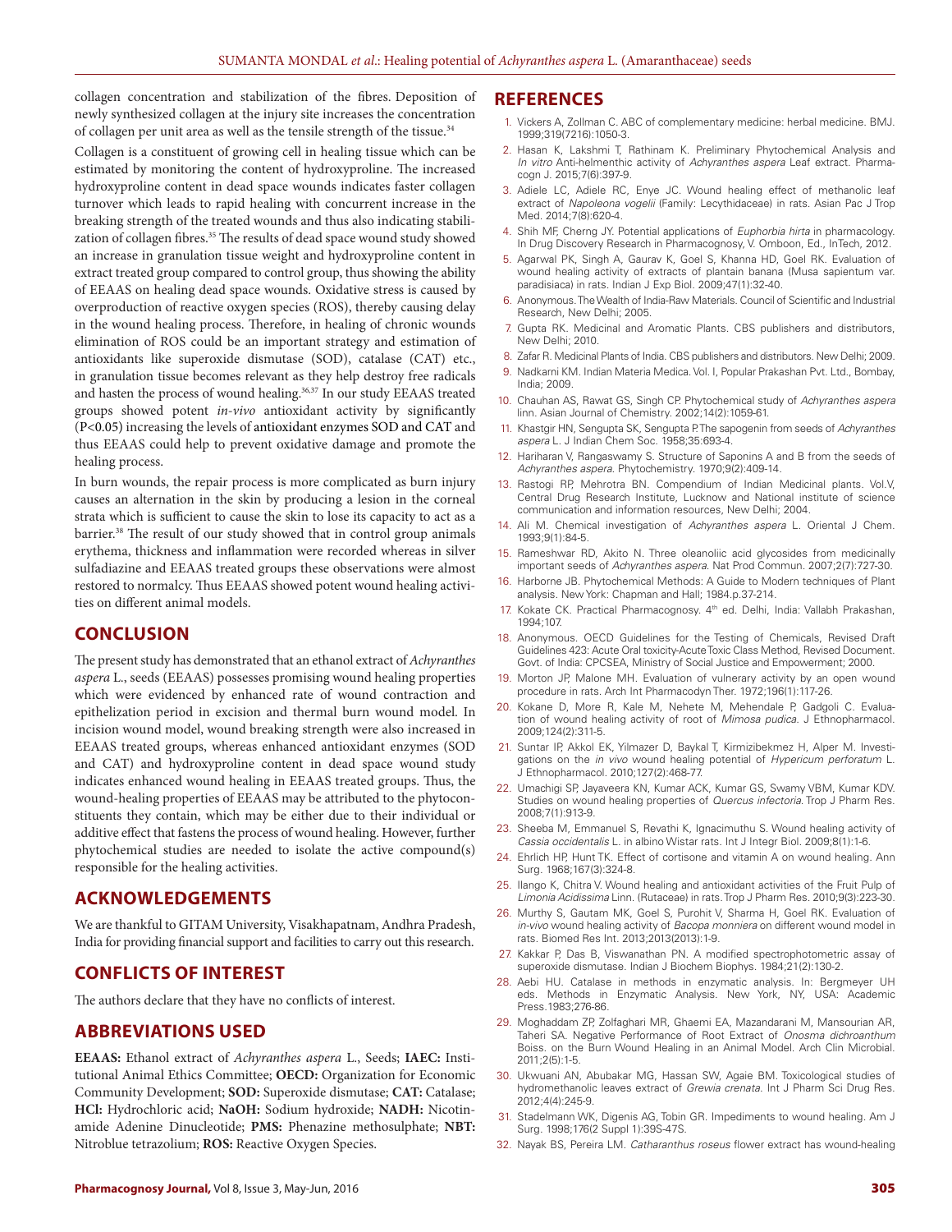collagen concentration and stabilization of the fibres. Deposition of newly synthesized collagen at the injury site increases the concentration of collagen per unit area as well as the tensile strength of the tissue.[34]

Collagen is a constituent of growing cell in healing tissue which can be estimated by monitoring the content of hydroxyproline. The increased hydroxyproline content in dead space wounds indicates faster collagen turnover which leads to rapid healing with concurrent increase in the breaking strength of the treated wounds and thus also indicating stabilization of collagen fibres.[35] The results of dead space wound study showed an increase in granulation tissue weight and hydroxyproline content in extract treated group compared to control group, thus showing the ability of EEAAS on healing dead space wounds. Oxidative stress is caused by overproduction of reactive oxygen species (ROS), thereby causing delay in the wound healing process. Therefore, in healing of chronic wounds elimination of ROS could be an important strategy and estimation of antioxidants like superoxide dismutase (SOD), catalase (CAT) etc., in granulation tissue becomes relevant as they help destroy free radicals and hasten the process of wound healing.[36,37] In our study EEAAS treated groups showed potent *in-vivo* antioxidant activity by significantly ($P<0.05$) increasing the levels of antioxidant enzymes SOD and CAT and thus EEAAS could help to prevent oxidative damage and promote the healing process.

In burn wounds, the repair process is more complicated as burn injury causes an alternation in the skin by producing a lesion in the corneal strata which is sufficient to cause the skin to lose its capacity to act as a barrier.[38] The result of our study showed that in control group animals erythema, thickness and inflammation were recorded whereas in silver sulfadiazine and EEAAS treated groups these observations were almost restored to normalcy. Thus EEAAS showed potent wound healing activities on different animal models.

## CONCLUSION

The present study has demonstrated that an ethanol extract of *Achyranthes aspera* L., seeds (EEAAS) possesses promising wound healing properties which were evidenced by enhanced rate of wound contraction and epithelization period in excision and thermal burn wound model. In incision wound model, wound breaking strength were also increased in EEAAS treated groups, whereas enhanced antioxidant enzymes (SOD and CAT) and hydroxyproline content in dead space wound study indicates enhanced wound healing in EEAAS treated groups. Thus, the wound-healing properties of EEAAS may be attributed to the phytoconstituents they contain, which may be either due to their individual or additive effect that fastens the process of wound healing. However, further phytochemical studies are needed to isolate the active compound(s) responsible for the healing activities.

## ACKNOWLEDGEMENTS

We are thankful to GITAM University, Visakhapatnam, Andhra Pradesh, India for providing financial support and facilities to carry out this research.

## CONFLICTS OF INTEREST

The authors declare that they have no conflicts of interest.

## ABBREVIATIONS USED

**EEAAS:** Ethanol extract of *Achyranthes aspera* L., Seeds; **IAEC:** Institutional Animal Ethics Committee; **OECD:** Organization for Economic Community Development; **SOD:** Superoxide dismutase; **CAT:** Catalase; **HCl:** Hydrochloric acid; **NaOH:** Sodium hydroxide; **NADH:** Nicotinamide Adenine Dinucleotide; **PMS:** Phenazine methosulphate; **NBT:** Nitroblue tetrazolium; **ROS:** Reactive Oxygen Species.

## REFERENCES

1. Vickers A, Zollman C. ABC of complementary medicine: herbal medicine. BMJ. 1999;319(7216):1050-3.
2. Hasan K, Lakshmi T, Rathinam K. Preliminary Phytochemical Analysis and *In vitro* Anti-helmenthic activity of *Achyranthes aspera* Leaf extract. Pharmacogn J. 2015;7(6):397-9.
3. Adiele LC, Adiele RC, Enye JC. Wound healing effect of methanolic leaf extract of *Napoleona vogelii* (Family: Lecythidaceae) in rats. Asian Pac J Trop Med. 2014;7(8):620-4.
4. Shih MF, Cherng JY. Potential applications of *Euphorbia hirta* in pharmacology. In Drug Discovery Research in Pharmacognosy, V. Omboon, Ed., InTech, 2012.
5. Agarwal PK, Singh A, Gaurav K, Goel S, Khanna HD, Goel RK. Evaluation of wound healing activity of extracts of plantain banana (Musa sapientum var. paradisiaca) in rats. Indian J Exp Biol. 2009;47(1):32-40.
6. Anonymous. The Wealth of India-Raw Materials. Council of Scientific and Industrial Research, New Delhi; 2005.
7. Gupta RK. Medicinal and Aromatic Plants. CBS publishers and distributors, New Delhi; 2010.
8. Zafar R. Medicinal Plants of India. CBS publishers and distributors. New Delhi; 2009.
9. Nadkarni KM. Indian Materia Medica. Vol. I, Popular Prakashan Pvt. Ltd., Bombay, India; 2009.
10. Chauhan AS, Rawat GS, Singh CP. Phytochemical study of *Achyranthes aspera* linn. Asian Journal of Chemistry. 2002;14(2):1059-61.
11. Khastgir HN, Sengupta SK, Sengupta P. The sapogenin from seeds of *Achyranthes aspera* L. J Indian Chem Soc. 1958;35:693-4.
12. Hariharan V, Rangaswamy S. Structure of Saponins A and B from the seeds of *Achyranthes aspera*. Phytochemistry. 1970;9(2):409-14.
13. Rastogi RP, Mehrotra BN. Compendium of Indian Medicinal plants. Vol.V, Central Drug Research Institute, Lucknow and National institute of science communication and information resources, New Delhi; 2004.
14. Ali M. Chemical investigation of *Achyranthes aspera* L. Oriental J Chem. 1993;9(1):84-5.
15. Rameshwar RD, Akito N. Three oleanoliic acid glycosides from medicinally important seeds of *Achyranthes aspera*. Nat Prod Commun. 2007;2(7):727-30.
16. Harborne JB. Phytochemical Methods: A Guide to Modern techniques of Plant analysis. New York: Chapman and Hall; 1984.p.37-214.
17. Kokate CK. Practical Pharmacognosy. 4th ed. Delhi, India: Vallabh Prakashan, 1994;107.
18. Anonymous. OECD Guidelines for the Testing of Chemicals, Revised Draft Guidelines 423: Acute Oral toxicity-Acute Toxic Class Method, Revised Document. Govt. of India: CPCSEA, Ministry of Social Justice and Empowerment; 2000.
19. Morton JP, Malone MH. Evaluation of vulnerary activity by an open wound procedure in rats. Arch Int Pharmacodyn Ther. 1972;196(1):117-26.
20. Kokane D, More R, Kale M, Nehete M, Mehendale P, Gadgoli C. Evaluation of wound healing activity of root of *Mimosa pudica*. J Ethnopharmacol. 2009;124(2):311-5.
21. Suntar IP, Akkol EK, Yilmazer D, Baykal T, Kirmizibekmez H, Alper M. Investigations on the *in vivo* wound healing potential of *Hypericum perforatum* L. J Ethnopharmacol. 2010;127(2):468-77.
22. Umachigi SP, Jayaveera KN, Kumar ACK, Kumar GS, Swamy VBM, Kumar KDV. Studies on wound healing properties of *Quercus infectoria*. Trop J Pharm Res. 2008;7(1):913-9.
23. Sheeba M, Emmanuel S, Revathi K, Ignacimuthu S. Wound healing activity of *Cassia occidentalis* L. in albino Wistar rats. Int J Integr Biol. 2009;8(1):1-6.
24. Ehrlich HP, Hunt TK. Effect of cortisone and vitamin A on wound healing. Ann Surg. 1968;167(3):324-8.
25. Ilango K, Chitra V. Wound healing and antioxidant activities of the Fruit Pulp of *Limonia Acidissima* Linn. (Rutaceae) in rats. Trop J Pharm Res. 2010;9(3):223-30.
26. Murthy S, Gautam MK, Goel S, Purohit V, Sharma H, Goel RK. Evaluation of *in-vivo* wound healing activity of *Bacopa monniera* on different wound model in rats. Biomed Res Int. 2013;2013(2013):1-9.
27. Kakkar P, Das B, Viswanathan PN. A modified spectrophotometric assay of superoxide dismutase. Indian J Biochem Biophys. 1984;21(2):130-2.
28. Aebi HU. Catalase in methods in enzymatic analysis. In: Bergmeyer UH eds. Methods in Enzymatic Analysis. New York, NY, USA: Academic Press.1983;276-86.
29. Moghaddam ZP, Zolfaghari MR, Ghaemi EA, Mazandarani M, Mansourian AR, Taheri SA. Negative Performance of Root Extract of *Onosma dichroanthum* Boiss. on the Burn Wound Healing in an Animal Model. Arch Clin Microbial. 2011;2(5):1-5.
30. Ukwuani AN, Abubakar MG, Hassan SW, Agaie BM. Toxicological studies of hydromethanolic leaves extract of *Grewia crenata*. Int J Pharm Sci Drug Res. 2012;4(4):245-9.
31. Stadelmann WK, Digenis AG, Tobin GR. Impediments to wound healing. Am J Surg. 1998;176(2 Suppl 1):39S-47S.
32. Nayak BS, Pereira LM. *Catharanthus roseus* flower extract has wound-healing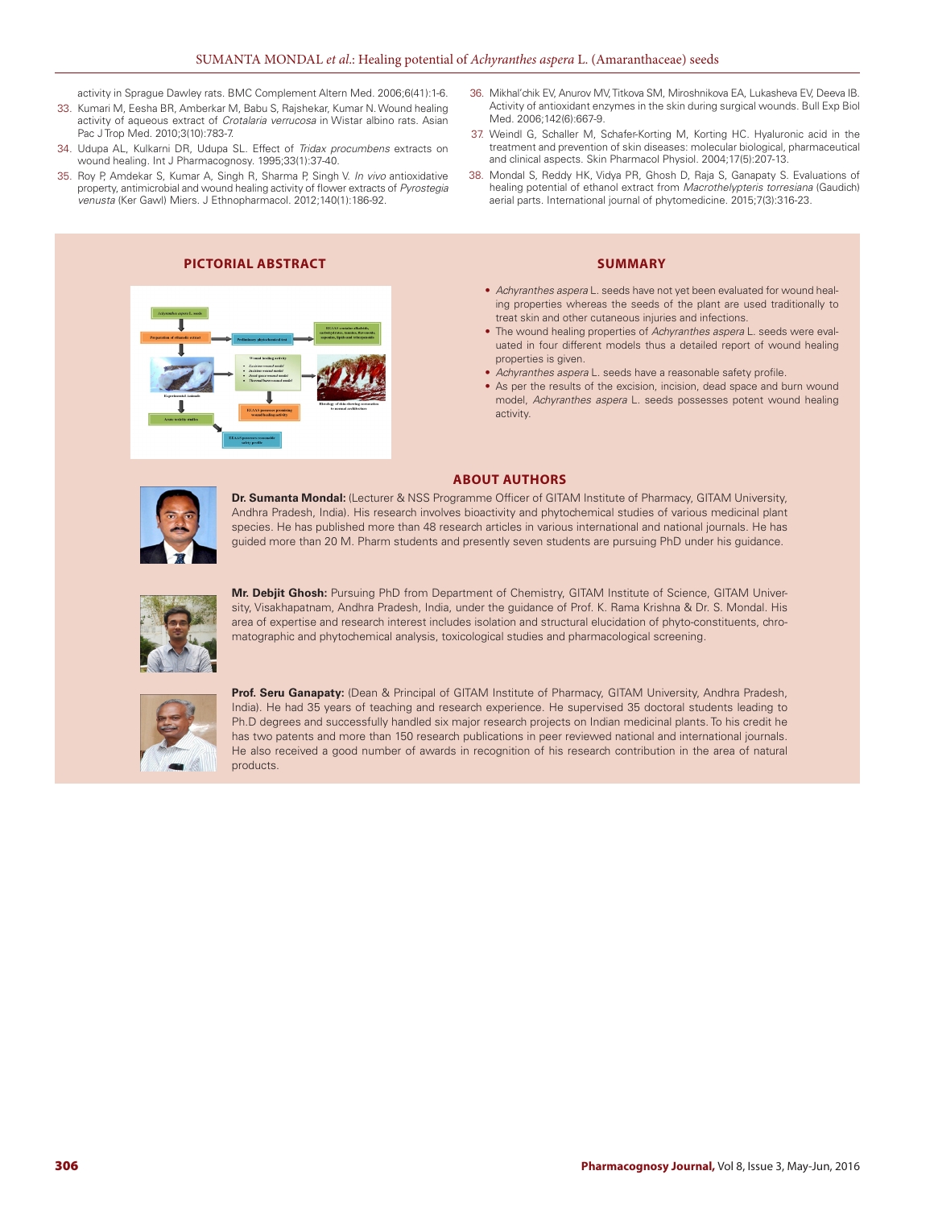activity in Sprague Dawley rats. BMC Complement Altern Med. 2006;6(41):1-6.

33. Kumari M, Eesha BR, Amberkar M, Babu S, Rajshekar, Kumar N. Wound healing activity of aqueous extract of *Crotalaria verrucosa* in Wistar albino rats. Asian Pac J Trop Med. 2010;3(10):783-7.
34. Udupa AL, Kulkarni DR, Udupa SL. Effect of *Tridax procumbens* extracts on wound healing. Int J Pharmacognosy. 1995;33(1):37-40.
35. Roy P, Amdekar S, Kumar A, Singh R, Sharma P, Singh V. *In vivo* antioxidative property, antimicrobial and wound healing activity of flower extracts of *Pyrostegia venusta* (Ker Gawl) Miers. J Ethnopharmacol. 2012;140(1):186-92.
36. Mikhal'chik EV, Anurov MV, Titkova SM, Miroshnikova EA, Lukasheva EV, Deeva IB. Activity of antioxidant enzymes in the skin during surgical wounds. Bull Exp Biol Med. 2006;142(6):667-9.
37. Weindl G, Schaller M, Schafer-Korting M, Korting HC. Hyaluronic acid in the treatment and prevention of skin diseases: molecular biological, pharmaceutical and clinical aspects. Skin Pharmacol Physiol. 2004;17(5):207-13.
38. Mondal S, Reddy HK, Vidya PR, Ghosh D, Raja S, Ganapaty S. Evaluations of healing potential of ethanol extract from *Macrothelypteris torresiana* (Gaudich) aerial parts. International journal of phytomedicine. 2015;7(3):316-23.

## PICTORIAL ABSTRACT

## SUMMARY

- *Achyranthes aspera* L. seeds have not yet been evaluated for wound healing properties whereas the seeds of the plant are used traditionally to treat skin and other cutaneous injuries and infections.
- The wound healing properties of *Achyranthes aspera* L. seeds were evaluated in four different models thus a detailed report of wound healing properties is given.
- *Achyranthes aspera* L. seeds have a reasonable safety profile.
- As per the results of the excision, incision, dead space and burn wound model, *Achyranthes aspera* L. seeds possesses potent wound healing activity.

## ABOUT AUTHORS

**Dr. Sumanta Mondal:** (Lecturer & NSS Programme Officer of GITAM Institute of Pharmacy, GITAM University, Andhra Pradesh, India). His research involves bioactivity and phytochemical studies of various medicinal plant species. He has published more than 48 research articles in various international and national journals. He has guided more than 20 M. Pharm students and presently seven students are pursuing PhD under his guidance.

**Mr. Debjit Ghosh:** Pursuing PhD from Department of Chemistry, GITAM Institute of Science, GITAM University, Visakhapatnam, Andhra Pradesh, India, under the guidance of Prof. K. Rama Krishna & Dr. S. Mondal. His area of expertise and research interest includes isolation and structural elucidation of phyto-constituents, chromatographic and phytochemical analysis, toxicological studies and pharmacological screening.

**Prof. Seru Ganapaty:** (Dean & Principal of GITAM Institute of Pharmacy, GITAM University, Andhra Pradesh, India). He had 35 years of teaching and research experience. He supervised 35 doctoral students leading to Ph.D degrees and successfully handled six major research projects on Indian medicinal plants. To his credit he has two patents and more than 150 research publications in peer reviewed national and international journals. He also received a good number of awards in recognition of his research contribution in the area of natural products.